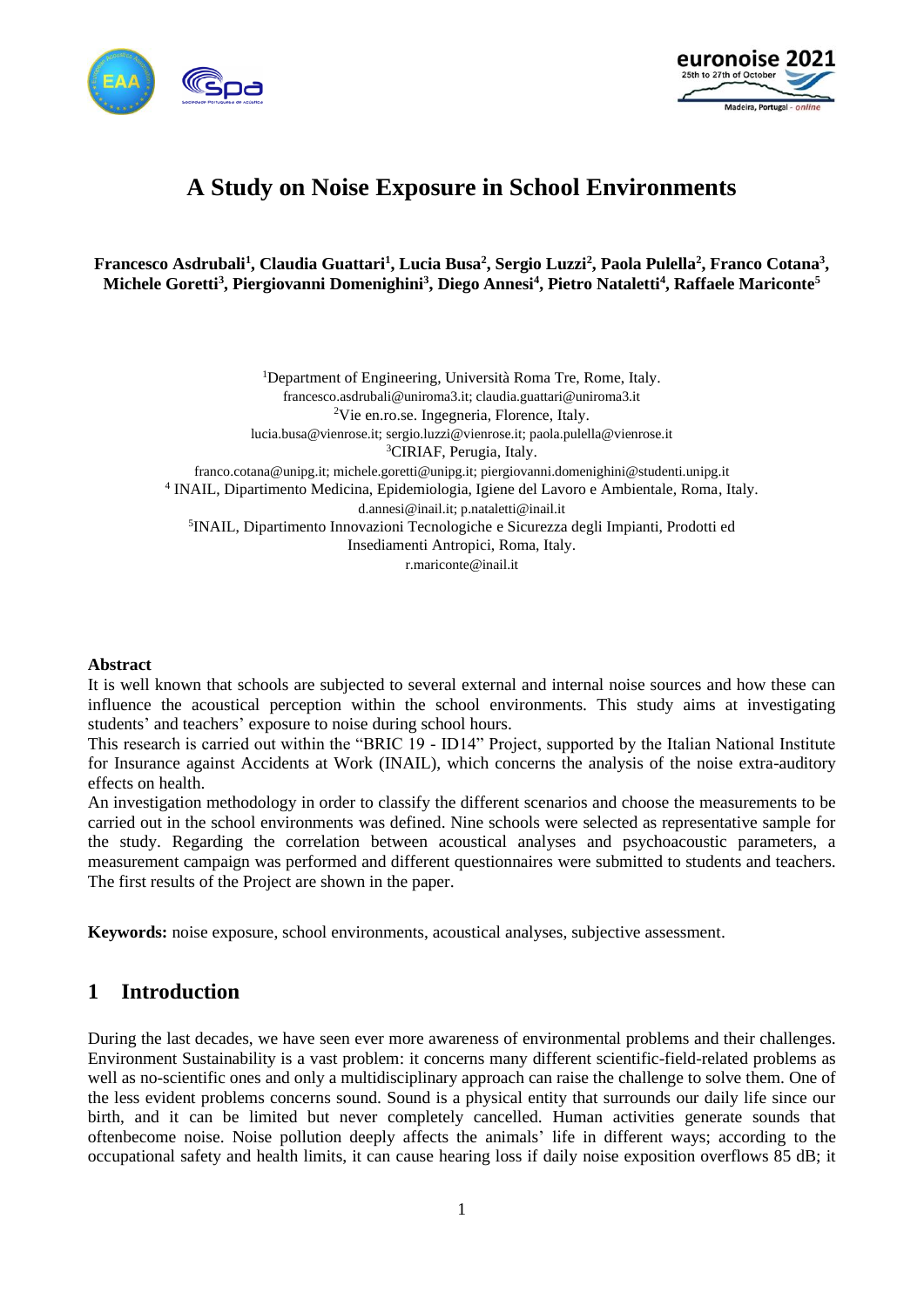# A Study on Noise Exposure in School Environments

**Francesco Asdrubali[1], Claudia Guattari[1], Lucia Busa[2], Sergio Luzzi[2], Paola Pulella[2], Franco Cotana[3], Michele Goretti[3], Piergiovanni Domenighini[3], Diego Annesi[4], Pietro Nataletti[4], Raffaele Mariconte[5]**

[1]Department of Engineering, Università Roma Tre, Rome, Italy.
francesco.asdrubali@uniroma3.it; claudia.guattari@uniroma3.it
[2]Vie en.ro.se. Ingegneria, Florence, Italy.
lucia.busa@vienrose.it; sergio.luzzi@vienrose.it; paola.pulella@vienrose.it
[3]CIRIAF, Perugia, Italy.
franco.cotana@unipg.it; michele.goretti@unipg.it; piergiovanni.domenighini@studenti.unipg.it
[4] INAIL, Dipartimento Medicina, Epidemiologia, Igiene del Lavoro e Ambientale, Roma, Italy.
d.annesi@inail.it; p.nataletti@inail.it
[5]INAIL, Dipartimento Innovazioni Tecnologiche e Sicurezza degli Impianti, Prodotti ed Insediamenti Antropici, Roma, Italy.
r.mariconte@inail.it

**Abstract**

It is well known that schools are subjected to several external and internal noise sources and how these can influence the acoustical perception within the school environments. This study aims at investigating students' and teachers' exposure to noise during school hours.

This research is carried out within the "BRIC 19 - ID14" Project, supported by the Italian National Institute for Insurance against Accidents at Work (INAIL), which concerns the analysis of the noise extra-auditory effects on health.

An investigation methodology in order to classify the different scenarios and choose the measurements to be carried out in the school environments was defined. Nine schools were selected as representative sample for the study. Regarding the correlation between acoustical analyses and psychoacoustic parameters, a measurement campaign was performed and different questionnaires were submitted to students and teachers. The first results of the Project are shown in the paper.

**Keywords:** noise exposure, school environments, acoustical analyses, subjective assessment.

## 1 Introduction

During the last decades, we have seen ever more awareness of environmental problems and their challenges. Environment Sustainability is a vast problem: it concerns many different scientific-field-related problems as well as no-scientific ones and only a multidisciplinary approach can raise the challenge to solve them. One of the less evident problems concerns sound. Sound is a physical entity that surrounds our daily life since our birth, and it can be limited but never completely cancelled. Human activities generate sounds that oftenbecome noise. Noise pollution deeply affects the animals' life in different ways; according to the occupational safety and health limits, it can cause hearing loss if daily noise exposition overflows 85 dB; it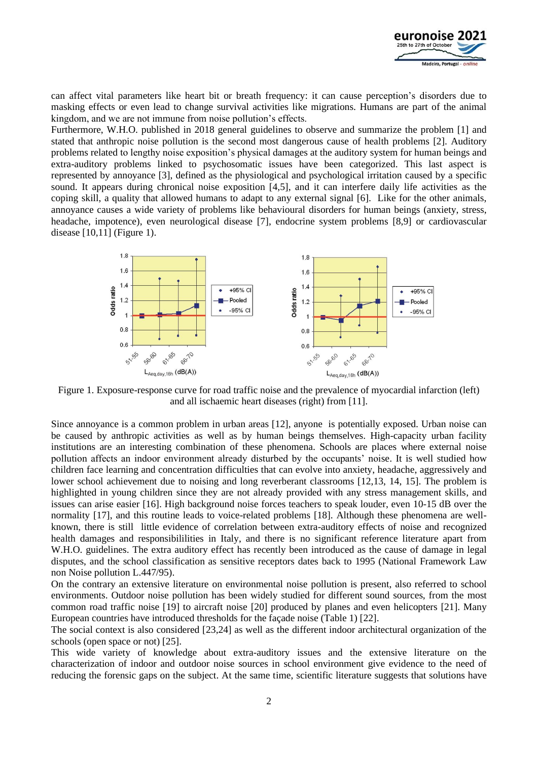can affect vital parameters like heart bit or breath frequency: it can cause perception's disorders due to masking effects or even lead to change survival activities like migrations. Humans are part of the animal kingdom, and we are not immune from noise pollution's effects.
Furthermore, W.H.O. published in 2018 general guidelines to observe and summarize the problem [1] and stated that anthropic noise pollution is the second most dangerous cause of health problems [2]. Auditory problems related to lengthy noise exposition's physical damages at the auditory system for human beings and extra-auditory problems linked to psychosomatic issues have been categorized. This last aspect is represented by annoyance [3], defined as the physiological and psychological irritation caused by a specific sound. It appears during chronical noise exposition [4,5], and it can interfere daily life activities as the coping skill, a quality that allowed humans to adapt to any external signal [6]. Like for the other animals, annoyance causes a wide variety of problems like behavioural disorders for human beings (anxiety, stress, headache, impotence), even neurological disease [7], endocrine system problems [8,9] or cardiovascular disease [10,11] (Figure 1).

Figure 1. Exposure-response curve for road traffic noise and the prevalence of myocardial infarction (left) and all ischaemic heart diseases (right) from [11].

Since annoyance is a common problem in urban areas [12], anyone is potentially exposed. Urban noise can be caused by anthropic activities as well as by human beings themselves. High-capacity urban facility institutions are an interesting combination of these phenomena. Schools are places where external noise pollution affects an indoor environment already disturbed by the occupants' noise. It is well studied how children face learning and concentration difficulties that can evolve into anxiety, headache, aggressively and lower school achievement due to noising and long reverberant classrooms [12,13, 14, 15]. The problem is highlighted in young children since they are not already provided with any stress management skills, and issues can arise easier [16]. High background noise forces teachers to speak louder, even 10-15 dB over the normality [17], and this routine leads to voice-related problems [18]. Although these phenomena are well-known, there is still little evidence of correlation between extra-auditory effects of noise and recognized health damages and responsibililities in Italy, and there is no significant reference literature apart from W.H.O. guidelines. The extra auditory effect has recently been introduced as the cause of damage in legal disputes, and the school classification as sensitive receptors dates back to 1995 (National Framework Law non Noise pollution L.447/95).
On the contrary an extensive literature on environmental noise pollution is present, also referred to school environments. Outdoor noise pollution has been widely studied for different sound sources, from the most common road traffic noise [19] to aircraft noise [20] produced by planes and even helicopters [21]. Many European countries have introduced thresholds for the façade noise (Table 1) [22].
The social context is also considered [23,24] as well as the different indoor architectural organization of the schools (open space or not) [25].
This wide variety of knowledge about extra-auditory issues and the extensive literature on the characterization of indoor and outdoor noise sources in school environment give evidence to the need of reducing the forensic gaps on the subject. At the same time, scientific literature suggests that solutions have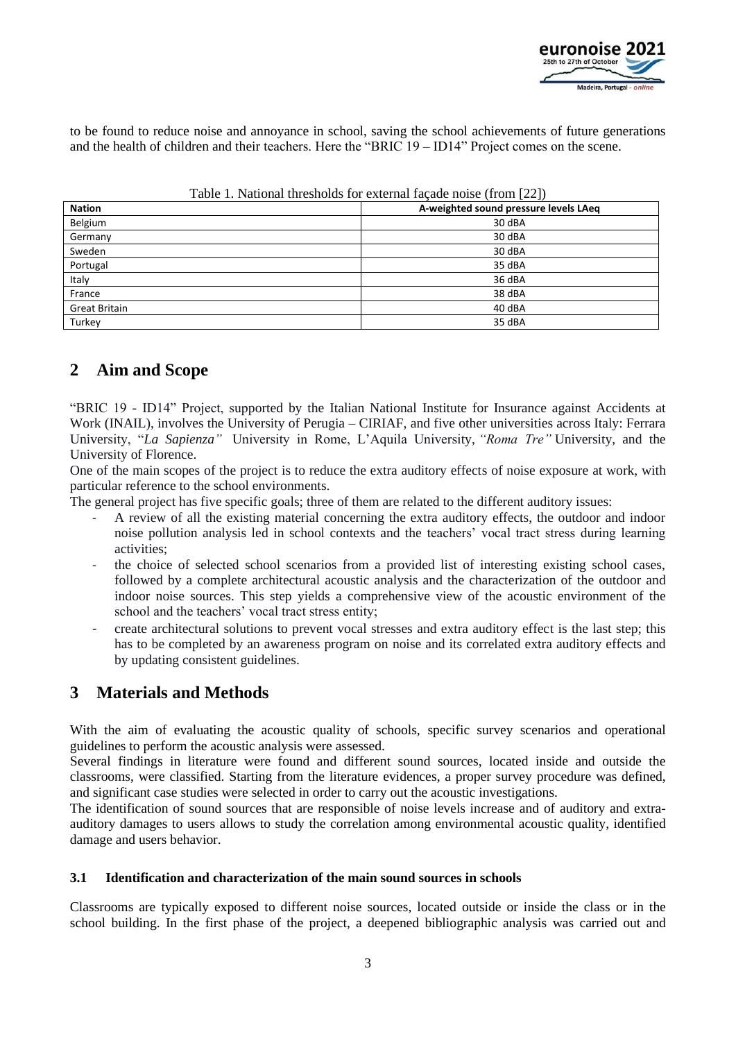to be found to reduce noise and annoyance in school, saving the school achievements of future generations and the health of children and their teachers. Here the "BRIC 19 – ID14" Project comes on the scene.

Table 1. National thresholds for external façade noise (from [22])

| Nation | A-weighted sound pressure levels LAeq |
|---|---|
| Belgium | 30 dBA |
| Germany | 30 dBA |
| Sweden | 30 dBA |
| Portugal | 35 dBA |
| Italy | 36 dBA |
| France | 38 dBA |
| Great Britain | 40 dBA |
| Turkey | 35 dBA |

## 2 Aim and Scope

"BRIC 19 - ID14" Project, supported by the Italian National Institute for Insurance against Accidents at Work (INAIL), involves the University of Perugia – CIRIAF, and five other universities across Italy: Ferrara University, "*La Sapienza"* University in Rome, L'Aquila University, *"Roma Tre"* University, and the University of Florence.

One of the main scopes of the project is to reduce the extra auditory effects of noise exposure at work, with particular reference to the school environments.

The general project has five specific goals; three of them are related to the different auditory issues:

- A review of all the existing material concerning the extra auditory effects, the outdoor and indoor noise pollution analysis led in school contexts and the teachers' vocal tract stress during learning activities;
- the choice of selected school scenarios from a provided list of interesting existing school cases, followed by a complete architectural acoustic analysis and the characterization of the outdoor and indoor noise sources. This step yields a comprehensive view of the acoustic environment of the school and the teachers' vocal tract stress entity;
- create architectural solutions to prevent vocal stresses and extra auditory effect is the last step; this has to be completed by an awareness program on noise and its correlated extra auditory effects and by updating consistent guidelines.

## 3 Materials and Methods

With the aim of evaluating the acoustic quality of schools, specific survey scenarios and operational guidelines to perform the acoustic analysis were assessed.

Several findings in literature were found and different sound sources, located inside and outside the classrooms, were classified. Starting from the literature evidences, a proper survey procedure was defined, and significant case studies were selected in order to carry out the acoustic investigations.

The identification of sound sources that are responsible of noise levels increase and of auditory and extra-auditory damages to users allows to study the correlation among environmental acoustic quality, identified damage and users behavior.

### 3.1 Identification and characterization of the main sound sources in schools

Classrooms are typically exposed to different noise sources, located outside or inside the class or in the school building. In the first phase of the project, a deepened bibliographic analysis was carried out and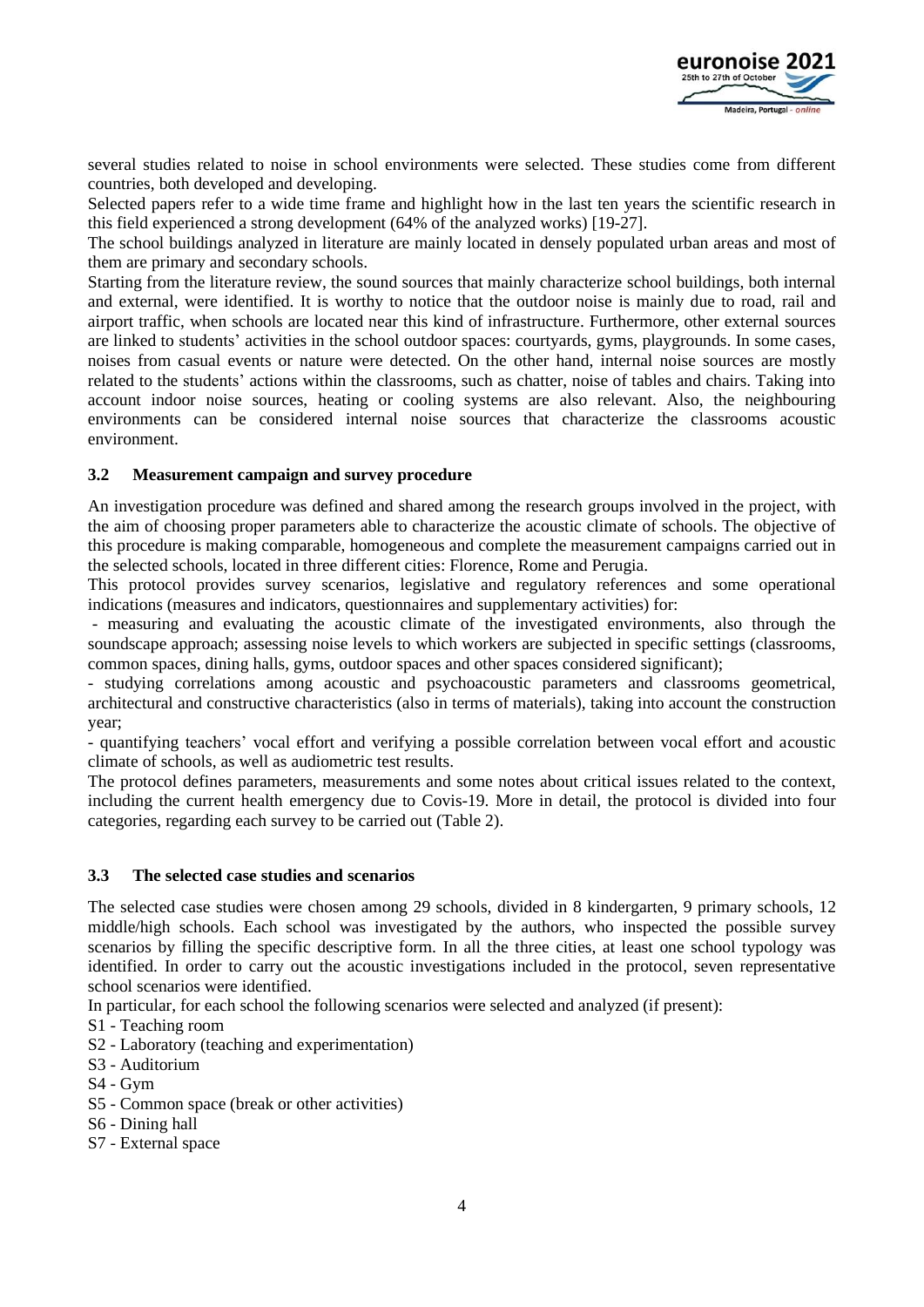several studies related to noise in school environments were selected. These studies come from different countries, both developed and developing.

Selected papers refer to a wide time frame and highlight how in the last ten years the scientific research in this field experienced a strong development (64% of the analyzed works) [19-27].

The school buildings analyzed in literature are mainly located in densely populated urban areas and most of them are primary and secondary schools.

Starting from the literature review, the sound sources that mainly characterize school buildings, both internal and external, were identified. It is worthy to notice that the outdoor noise is mainly due to road, rail and airport traffic, when schools are located near this kind of infrastructure. Furthermore, other external sources are linked to students' activities in the school outdoor spaces: courtyards, gyms, playgrounds. In some cases, noises from casual events or nature were detected. On the other hand, internal noise sources are mostly related to the students' actions within the classrooms, such as chatter, noise of tables and chairs. Taking into account indoor noise sources, heating or cooling systems are also relevant. Also, the neighbouring environments can be considered internal noise sources that characterize the classrooms acoustic environment.

### 3.2 Measurement campaign and survey procedure

An investigation procedure was defined and shared among the research groups involved in the project, with the aim of choosing proper parameters able to characterize the acoustic climate of schools. The objective of this procedure is making comparable, homogeneous and complete the measurement campaigns carried out in the selected schools, located in three different cities: Florence, Rome and Perugia.

This protocol provides survey scenarios, legislative and regulatory references and some operational indications (measures and indicators, questionnaires and supplementary activities) for:

- measuring and evaluating the acoustic climate of the investigated environments, also through the soundscape approach; assessing noise levels to which workers are subjected in specific settings (classrooms, common spaces, dining halls, gyms, outdoor spaces and other spaces considered significant);
- studying correlations among acoustic and psychoacoustic parameters and classrooms geometrical, architectural and constructive characteristics (also in terms of materials), taking into account the construction year;
- quantifying teachers' vocal effort and verifying a possible correlation between vocal effort and acoustic climate of schools, as well as audiometric test results.

The protocol defines parameters, measurements and some notes about critical issues related to the context, including the current health emergency due to Covis-19. More in detail, the protocol is divided into four categories, regarding each survey to be carried out (Table 2).

### 3.3 The selected case studies and scenarios

The selected case studies were chosen among 29 schools, divided in 8 kindergarten, 9 primary schools, 12 middle/high schools. Each school was investigated by the authors, who inspected the possible survey scenarios by filling the specific descriptive form. In all the three cities, at least one school typology was identified. In order to carry out the acoustic investigations included in the protocol, seven representative school scenarios were identified.

In particular, for each school the following scenarios were selected and analyzed (if present):

S1 - Teaching room
S2 - Laboratory (teaching and experimentation)
S3 - Auditorium
S4 - Gym
S5 - Common space (break or other activities)
S6 - Dining hall
S7 - External space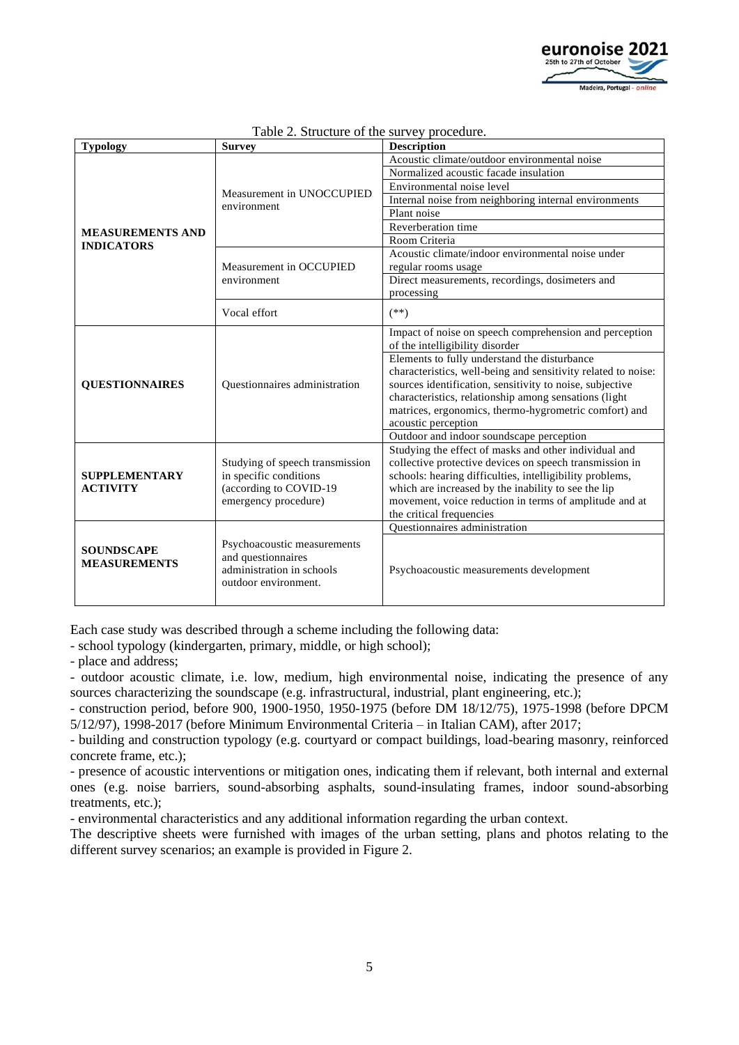Table 2. Structure of the survey procedure.

| Typology | Survey | Description |
|---|---|---|
| **MEASUREMENTS AND INDICATORS** | Measurement in UNOCCUPIED environment | Acoustic climate/outdoor environmental noise |
| | | Normalized acoustic facade insulation |
| | | Environmental noise level |
| | | Internal noise from neighboring internal environments |
| | | Plant noise |
| | | Reverberation time |
| | | Room Criteria |
| | Measurement in OCCUPIED environment | Acoustic climate/indoor environmental noise under regular rooms usage |
| | | Direct measurements, recordings, dosimeters and processing |
| | Vocal effort | (**) |
| **QUESTIONNAIRES** | Questionnaires administration | Impact of noise on speech comprehension and perception of the intelligibility disorder |
| | | Elements to fully understand the disturbance characteristics, well-being and sensitivity related to noise: sources identification, sensitivity to noise, subjective characteristics, relationship among sensations (light matrices, ergonomics, thermo-hygrometric comfort) and acoustic perception |
| | | Outdoor and indoor soundscape perception |
| **SUPPLEMENTARY ACTIVITY** | Studying of speech transmission in specific conditions (according to COVID-19 emergency procedure) | Studying the effect of masks and other individual and collective protective devices on speech transmission in schools: hearing difficulties, intelligibility problems, which are increased by the inability to see the lip movement, voice reduction in terms of amplitude and at the critical frequencies |
| **SOUNDSCAPE MEASUREMENTS** | Psychoacoustic measurements and questionnaires administration in schools outdoor environment. | Questionnaires administration |
| | | Psychoacoustic measurements development |

Each case study was described through a scheme including the following data:

- school typology (kindergarten, primary, middle, or high school);
- place and address;
- outdoor acoustic climate, i.e. low, medium, high environmental noise, indicating the presence of any sources characterizing the soundscape (e.g. infrastructural, industrial, plant engineering, etc.);
- construction period, before 900, 1900-1950, 1950-1975 (before DM 18/12/75), 1975-1998 (before DPCM 5/12/97), 1998-2017 (before Minimum Environmental Criteria – in Italian CAM), after 2017;
- building and construction typology (e.g. courtyard or compact buildings, load-bearing masonry, reinforced concrete frame, etc.);
- presence of acoustic interventions or mitigation ones, indicating them if relevant, both internal and external ones (e.g. noise barriers, sound-absorbing asphalts, sound-insulating frames, indoor sound-absorbing treatments, etc.);
- environmental characteristics and any additional information regarding the urban context.

The descriptive sheets were furnished with images of the urban setting, plans and photos relating to the different survey scenarios; an example is provided in Figure 2.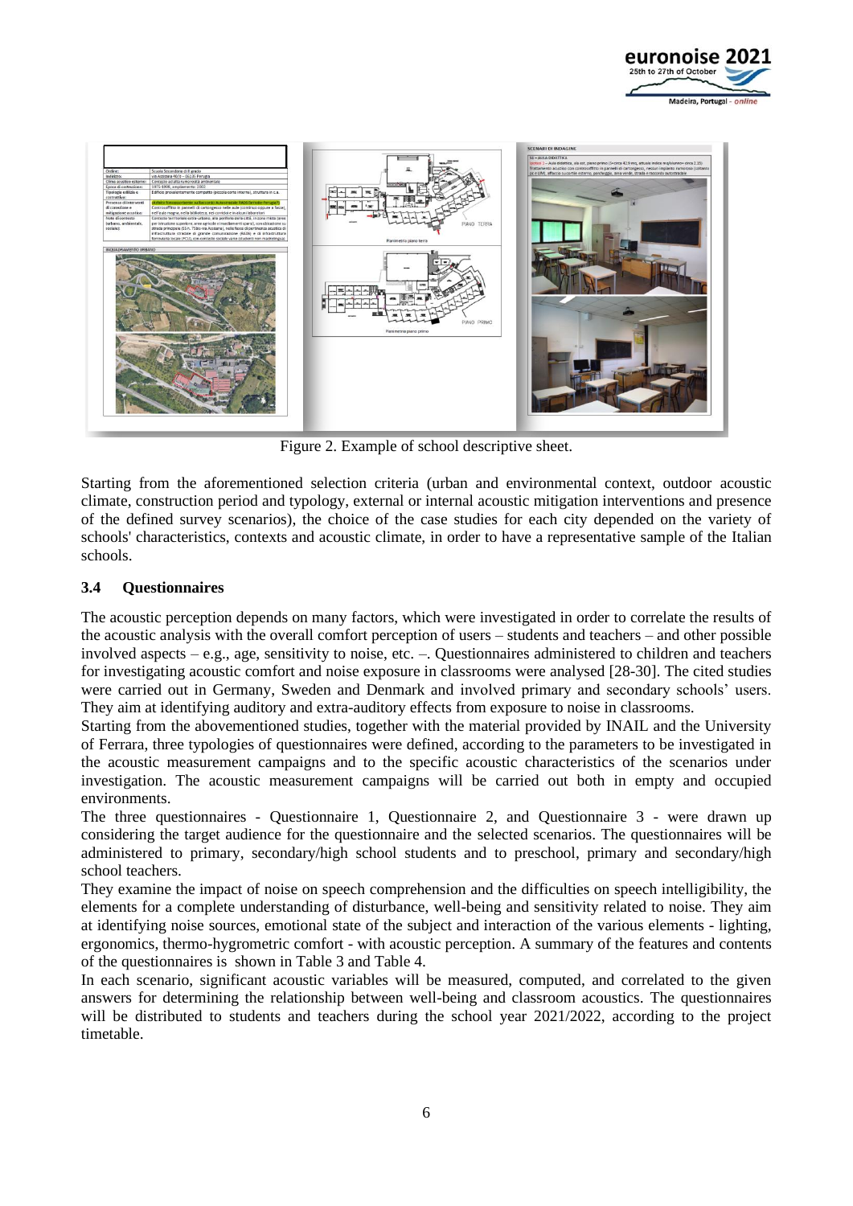Figure 2. Example of school descriptive sheet.

Starting from the aforementioned selection criteria (urban and environmental context, outdoor acoustic climate, construction period and typology, external or internal acoustic mitigation interventions and presence of the defined survey scenarios), the choice of the case studies for each city depended on the variety of schools' characteristics, contexts and acoustic climate, in order to have a representative sample of the Italian schools.

### 3.4 Questionnaires

The acoustic perception depends on many factors, which were investigated in order to correlate the results of the acoustic analysis with the overall comfort perception of users – students and teachers – and other possible involved aspects – e.g., age, sensitivity to noise, etc. –. Questionnaires administered to children and teachers for investigating acoustic comfort and noise exposure in classrooms were analysed [28-30]. The cited studies were carried out in Germany, Sweden and Denmark and involved primary and secondary schools' users. They aim at identifying auditory and extra-auditory effects from exposure to noise in classrooms.

Starting from the abovementioned studies, together with the material provided by INAIL and the University of Ferrara, three typologies of questionnaires were defined, according to the parameters to be investigated in the acoustic measurement campaigns and to the specific acoustic characteristics of the scenarios under investigation. The acoustic measurement campaigns will be carried out both in empty and occupied environments.

The three questionnaires - Questionnaire 1, Questionnaire 2, and Questionnaire 3 - were drawn up considering the target audience for the questionnaire and the selected scenarios. The questionnaires will be administered to primary, secondary/high school students and to preschool, primary and secondary/high school teachers.

They examine the impact of noise on speech comprehension and the difficulties on speech intelligibility, the elements for a complete understanding of disturbance, well-being and sensitivity related to noise. They aim at identifying noise sources, emotional state of the subject and interaction of the various elements - lighting, ergonomics, thermo-hygrometric comfort - with acoustic perception. A summary of the features and contents of the questionnaires is shown in Table 3 and Table 4.

In each scenario, significant acoustic variables will be measured, computed, and correlated to the given answers for determining the relationship between well-being and classroom acoustics. The questionnaires will be distributed to students and teachers during the school year 2021/2022, according to the project timetable.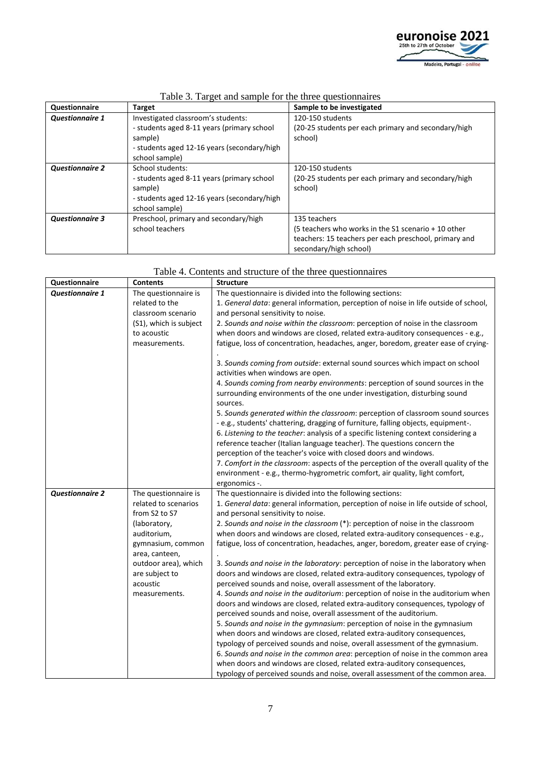Table 3. Target and sample for the three questionnaires

| Questionnaire | Target | Sample to be investigated |
| --- | --- | --- |
| ***Questionnaire 1*** | Investigated classroom's students:<br>- students aged 8-11 years (primary school sample)<br>- students aged 12-16 years (secondary/high school sample) | 120-150 students<br>(20-25 students per each primary and secondary/high school) |
| ***Questionnaire 2*** | School students:<br>- students aged 8-11 years (primary school sample)<br>- students aged 12-16 years (secondary/high school sample) | 120-150 students<br>(20-25 students per each primary and secondary/high school) |
| ***Questionnaire 3*** | Preschool, primary and secondary/high school teachers | 135 teachers<br>(5 teachers who works in the S1 scenario + 10 other teachers: 15 teachers per each preschool, primary and secondary/high school) |

Table 4. Contents and structure of the three questionnaires

| Questionnaire | Contents | Structure |
| --- | --- | --- |
| ***Questionnaire 1*** | The questionnaire is related to the classroom scenario (S1), which is subject to acoustic measurements. | The questionnaire is divided into the following sections:<br>1. *General data*: general information, perception of noise in life outside of school, and personal sensitivity to noise.<br>2. *Sounds and noise within the classroom*: perception of noise in the classroom when doors and windows are closed, related extra-auditory consequences - e.g., fatigue, loss of concentration, headaches, anger, boredom, greater ease of crying- .<br>3. *Sounds coming from outside*: external sound sources which impact on school activities when windows are open.<br>4. *Sounds coming from nearby environments*: perception of sound sources in the surrounding environments of the one under investigation, disturbing sound sources.<br>5. *Sounds generated within the classroom*: perception of classroom sound sources - e.g., students' chattering, dragging of furniture, falling objects, equipment-.<br>6. *Listening to the teacher*: analysis of a specific listening context considering a reference teacher (Italian language teacher). The questions concern the perception of the teacher's voice with closed doors and windows.<br>7. *Comfort in the classroom*: aspects of the perception of the overall quality of the environment - e.g., thermo-hygrometric comfort, air quality, light comfort, ergonomics -. |
| ***Questionnaire 2*** | The questionnaire is related to scenarios from S2 to S7 (laboratory, auditorium, gymnasium, common area, canteen, outdoor area), which are subject to acoustic measurements. | The questionnaire is divided into the following sections:<br>1. *General data*: general information, perception of noise in life outside of school, and personal sensitivity to noise.<br>2. *Sounds and noise in the classroom* (*): perception of noise in the classroom when doors and windows are closed, related extra-auditory consequences - e.g., fatigue, loss of concentration, headaches, anger, boredom, greater ease of crying- .<br>3. *Sounds and noise in the laboratory*: perception of noise in the laboratory when doors and windows are closed, related extra-auditory consequences, typology of perceived sounds and noise, overall assessment of the laboratory.<br>4. *Sounds and noise in the auditorium*: perception of noise in the auditorium when doors and windows are closed, related extra-auditory consequences, typology of perceived sounds and noise, overall assessment of the auditorium.<br>5. *Sounds and noise in the gymnasium*: perception of noise in the gymnasium when doors and windows are closed, related extra-auditory consequences, typology of perceived sounds and noise, overall assessment of the gymnasium.<br>6. *Sounds and noise in the common area*: perception of noise in the common area when doors and windows are closed, related extra-auditory consequences, typology of perceived sounds and noise, overall assessment of the common area. |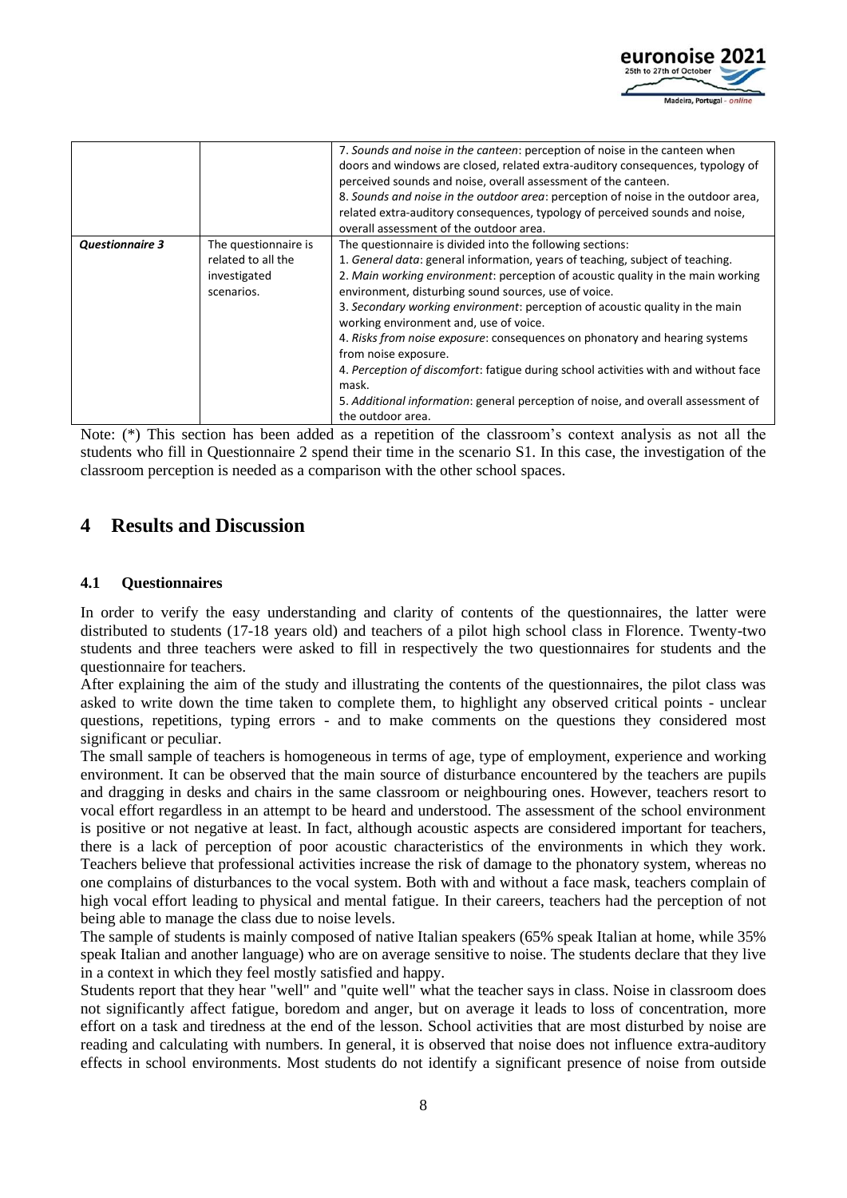|  |  | 7. *Sounds and noise in the canteen*: perception of noise in the canteen when doors and windows are closed, related extra-auditory consequences, typology of perceived sounds and noise, overall assessment of the canteen.<br>8. *Sounds and noise in the outdoor area*: perception of noise in the outdoor area, related extra-auditory consequences, typology of perceived sounds and noise, overall assessment of the outdoor area. |
|---|---|---|
| ***Questionnaire 3*** | The questionnaire is related to all the investigated scenarios. | The questionnaire is divided into the following sections:<br>1. *General data*: general information, years of teaching, subject of teaching.<br>2. *Main working environment*: perception of acoustic quality in the main working environment, disturbing sound sources, use of voice.<br>3. *Secondary working environment*: perception of acoustic quality in the main working environment and, use of voice.<br>4. *Risks from noise exposure*: consequences on phonatory and hearing systems from noise exposure.<br>4. *Perception of discomfort*: fatigue during school activities with and without face mask.<br>5. *Additional information*: general perception of noise, and overall assessment of the outdoor area. |

Note: (*) This section has been added as a repetition of the classroom's context analysis as not all the students who fill in Questionnaire 2 spend their time in the scenario S1. In this case, the investigation of the classroom perception is needed as a comparison with the other school spaces.

# 4 Results and Discussion

### 4.1 Questionnaires

In order to verify the easy understanding and clarity of contents of the questionnaires, the latter were distributed to students (17-18 years old) and teachers of a pilot high school class in Florence. Twenty-two students and three teachers were asked to fill in respectively the two questionnaires for students and the questionnaire for teachers.

After explaining the aim of the study and illustrating the contents of the questionnaires, the pilot class was asked to write down the time taken to complete them, to highlight any observed critical points - unclear questions, repetitions, typing errors - and to make comments on the questions they considered most significant or peculiar.

The small sample of teachers is homogeneous in terms of age, type of employment, experience and working environment. It can be observed that the main source of disturbance encountered by the teachers are pupils and dragging in desks and chairs in the same classroom or neighbouring ones. However, teachers resort to vocal effort regardless in an attempt to be heard and understood. The assessment of the school environment is positive or not negative at least. In fact, although acoustic aspects are considered important for teachers, there is a lack of perception of poor acoustic characteristics of the environments in which they work. Teachers believe that professional activities increase the risk of damage to the phonatory system, whereas no one complains of disturbances to the vocal system. Both with and without a face mask, teachers complain of high vocal effort leading to physical and mental fatigue. In their careers, teachers had the perception of not being able to manage the class due to noise levels.

The sample of students is mainly composed of native Italian speakers (65% speak Italian at home, while 35% speak Italian and another language) who are on average sensitive to noise. The students declare that they live in a context in which they feel mostly satisfied and happy.

Students report that they hear "well" and "quite well" what the teacher says in class. Noise in classroom does not significantly affect fatigue, boredom and anger, but on average it leads to loss of concentration, more effort on a task and tiredness at the end of the lesson. School activities that are most disturbed by noise are reading and calculating with numbers. In general, it is observed that noise does not influence extra-auditory effects in school environments. Most students do not identify a significant presence of noise from outside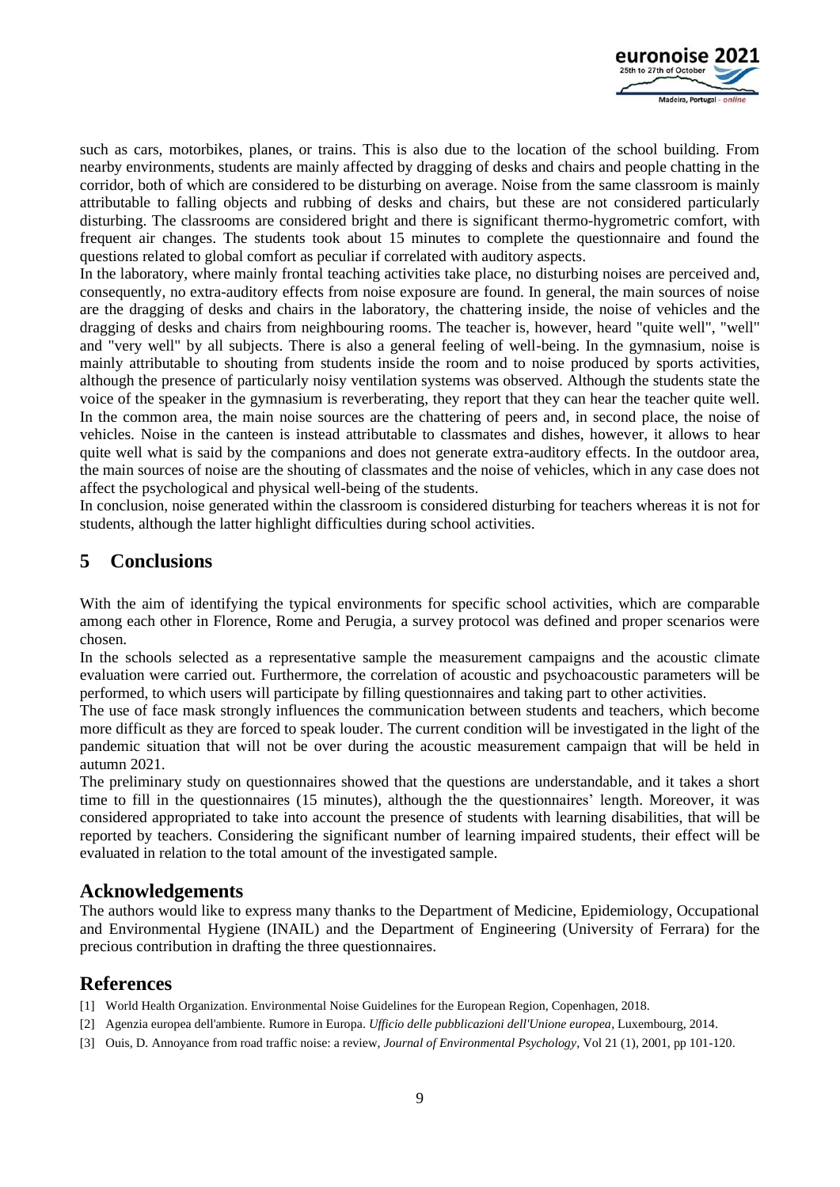such as cars, motorbikes, planes, or trains. This is also due to the location of the school building. From nearby environments, students are mainly affected by dragging of desks and chairs and people chatting in the corridor, both of which are considered to be disturbing on average. Noise from the same classroom is mainly attributable to falling objects and rubbing of desks and chairs, but these are not considered particularly disturbing. The classrooms are considered bright and there is significant thermo-hygrometric comfort, with frequent air changes. The students took about 15 minutes to complete the questionnaire and found the questions related to global comfort as peculiar if correlated with auditory aspects.

In the laboratory, where mainly frontal teaching activities take place, no disturbing noises are perceived and, consequently, no extra-auditory effects from noise exposure are found. In general, the main sources of noise are the dragging of desks and chairs in the laboratory, the chattering inside, the noise of vehicles and the dragging of desks and chairs from neighbouring rooms. The teacher is, however, heard "quite well", "well" and "very well" by all subjects. There is also a general feeling of well-being. In the gymnasium, noise is mainly attributable to shouting from students inside the room and to noise produced by sports activities, although the presence of particularly noisy ventilation systems was observed. Although the students state the voice of the speaker in the gymnasium is reverberating, they report that they can hear the teacher quite well. In the common area, the main noise sources are the chattering of peers and, in second place, the noise of vehicles. Noise in the canteen is instead attributable to classmates and dishes, however, it allows to hear quite well what is said by the companions and does not generate extra-auditory effects. In the outdoor area, the main sources of noise are the shouting of classmates and the noise of vehicles, which in any case does not affect the psychological and physical well-being of the students.

In conclusion, noise generated within the classroom is considered disturbing for teachers whereas it is not for students, although the latter highlight difficulties during school activities.

## 5 Conclusions

With the aim of identifying the typical environments for specific school activities, which are comparable among each other in Florence, Rome and Perugia, a survey protocol was defined and proper scenarios were chosen.

In the schools selected as a representative sample the measurement campaigns and the acoustic climate evaluation were carried out. Furthermore, the correlation of acoustic and psychoacoustic parameters will be performed, to which users will participate by filling questionnaires and taking part to other activities.

The use of face mask strongly influences the communication between students and teachers, which become more difficult as they are forced to speak louder. The current condition will be investigated in the light of the pandemic situation that will not be over during the acoustic measurement campaign that will be held in autumn 2021.

The preliminary study on questionnaires showed that the questions are understandable, and it takes a short time to fill in the questionnaires (15 minutes), although the the questionnaires' length. Moreover, it was considered appropriated to take into account the presence of students with learning disabilities, that will be reported by teachers. Considering the significant number of learning impaired students, their effect will be evaluated in relation to the total amount of the investigated sample.

## Acknowledgements

The authors would like to express many thanks to the Department of Medicine, Epidemiology, Occupational and Environmental Hygiene (INAIL) and the Department of Engineering (University of Ferrara) for the precious contribution in drafting the three questionnaires.

## References

[1] World Health Organization. Environmental Noise Guidelines for the European Region, Copenhagen, 2018.

[2] Agenzia europea dell'ambiente. Rumore in Europa. *Ufficio delle pubblicazioni dell'Unione europea*, Luxembourg, 2014.

[3] Ouis, D. Annoyance from road traffic noise: a review, *Journal of Environmental Psychology*, Vol 21 (1), 2001, pp 101-120.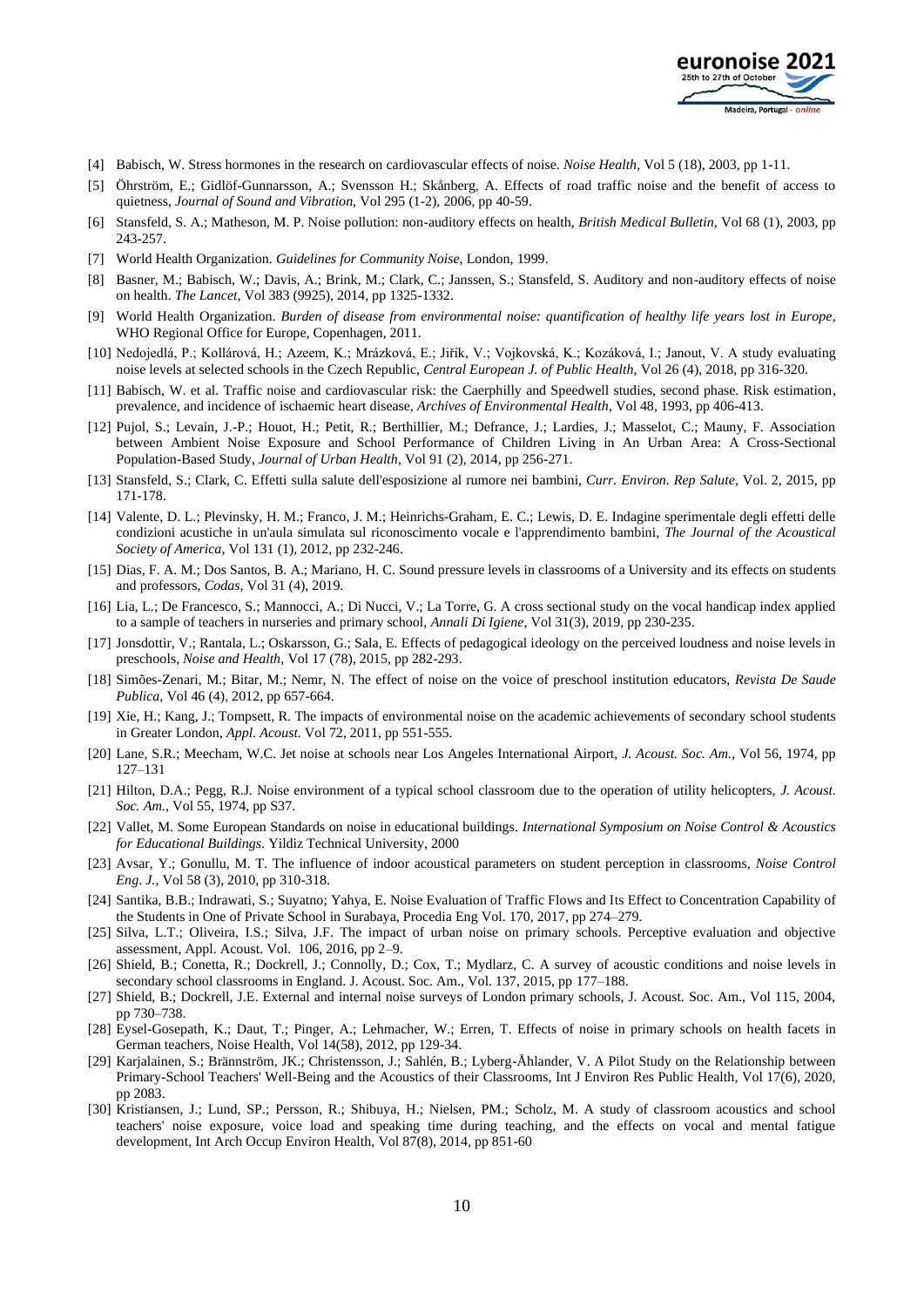[4] Babisch, W. Stress hormones in the research on cardiovascular effects of noise. *Noise Health*, Vol 5 (18), 2003, pp 1-11.

[5] Öhrström, E.; Gidlöf-Gunnarsson, A.; Svensson H.; Skånberg, A. Effects of road traffic noise and the benefit of access to quietness, *Journal of Sound and Vibration*, Vol 295 (1-2), 2006, pp 40-59.

[6] Stansfeld, S. A.; Matheson, M. P. Noise pollution: non-auditory effects on health, *British Medical Bulletin*, Vol 68 (1), 2003, pp 243-257.

[7] World Health Organization. *Guidelines for Community Noise*, London, 1999.

[8] Basner, M.; Babisch, W.; Davis, A.; Brink, M.; Clark, C.; Janssen, S.; Stansfeld, S. Auditory and non-auditory effects of noise on health. *The Lancet*, Vol 383 (9925), 2014, pp 1325-1332.

[9] World Health Organization. *Burden of disease from environmental noise: quantification of healthy life years lost in Europe*, WHO Regional Office for Europe, Copenhagen, 2011.

[10] Nedojedlá, P.; Kollárová, H.; Azeem, K.; Mrázková, E.; Jiřík, V.; Vojkovská, K.; Kozáková, I.; Janout, V. A study evaluating noise levels at selected schools in the Czech Republic, *Central European J. of Public Health*, Vol 26 (4), 2018, pp 316-320.

[11] Babisch, W. et al. Traffic noise and cardiovascular risk: the Caerphilly and Speedwell studies, second phase. Risk estimation, prevalence, and incidence of ischaemic heart disease, *Archives of Environmental Health*, Vol 48, 1993, pp 406-413.

[12] Pujol, S.; Levain, J.-P.; Houot, H.; Petit, R.; Berthillier, M.; Defrance, J.; Lardies, J.; Masselot, C.; Mauny, F. Association between Ambient Noise Exposure and School Performance of Children Living in An Urban Area: A Cross-Sectional Population-Based Study, *Journal of Urban Health*, Vol 91 (2), 2014, pp 256-271.

[13] Stansfeld, S.; Clark, C. Effetti sulla salute dell'esposizione al rumore nei bambini, *Curr. Environ. Rep Salute*, Vol. 2, 2015, pp 171-178.

[14] Valente, D. L.; Plevinsky, H. M.; Franco, J. M.; Heinrichs-Graham, E. C.; Lewis, D. E. Indagine sperimentale degli effetti delle condizioni acustiche in un'aula simulata sul riconoscimento vocale e l'apprendimento bambini, *The Journal of the Acoustical Society of America*, Vol 131 (1), 2012, pp 232-246.

[15] Dias, F. A. M.; Dos Santos, B. A.; Mariano, H. C. Sound pressure levels in classrooms of a University and its effects on students and professors, *Codas*, Vol 31 (4), 2019.

[16] Lia, L.; De Francesco, S.; Mannocci, A.; Di Nucci, V.; La Torre, G. A cross sectional study on the vocal handicap index applied to a sample of teachers in nurseries and primary school, *Annali Di Igiene*, Vol 31(3), 2019, pp 230-235.

[17] Jonsdottir, V.; Rantala, L.; Oskarsson, G.; Sala, E. Effects of pedagogical ideology on the perceived loudness and noise levels in preschools, *Noise and Health*, Vol 17 (78), 2015, pp 282-293.

[18] Simões-Zenari, M.; Bitar, M.; Nemr, N. The effect of noise on the voice of preschool institution educators, *Revista De Saude Publica*, Vol 46 (4), 2012, pp 657-664.

[19] Xie, H.; Kang, J.; Tompsett, R. The impacts of environmental noise on the academic achievements of secondary school students in Greater London, *Appl. Acoust.* Vol 72, 2011, pp 551-555.

[20] Lane, S.R.; Meecham, W.C. Jet noise at schools near Los Angeles International Airport, *J. Acoust. Soc. Am.*, Vol 56, 1974, pp 127–131

[21] Hilton, D.A.; Pegg, R.J. Noise environment of a typical school classroom due to the operation of utility helicopters, *J. Acoust. Soc. Am.*, Vol 55, 1974, pp S37.

[22] Vallet, M. Some European Standards on noise in educational buildings. *International Symposium on Noise Control & Acoustics for Educational Buildings*. Yildiz Technical University, 2000

[23] Avsar, Y.; Gonullu, M. T. The influence of indoor acoustical parameters on student perception in classrooms, *Noise Control Eng. J.*, Vol 58 (3), 2010, pp 310-318.

[24] Santika, B.B.; Indrawati, S.; Suyatno; Yahya, E. Noise Evaluation of Traffic Flows and Its Effect to Concentration Capability of the Students in One of Private School in Surabaya, Procedia Eng Vol. 170, 2017, pp 274–279.

[25] Silva, L.T.; Oliveira, I.S.; Silva, J.F. The impact of urban noise on primary schools. Perceptive evaluation and objective assessment, Appl. Acoust. Vol. 106, 2016, pp 2–9.

[26] Shield, B.; Conetta, R.; Dockrell, J.; Connolly, D.; Cox, T.; Mydlarz, C. A survey of acoustic conditions and noise levels in secondary school classrooms in England. J. Acoust. Soc. Am., Vol. 137, 2015, pp 177–188.

[27] Shield, B.; Dockrell, J.E. External and internal noise surveys of London primary schools, J. Acoust. Soc. Am., Vol 115, 2004, pp 730–738.

[28] Eysel-Gosepath, K.; Daut, T.; Pinger, A.; Lehmacher, W.; Erren, T. Effects of noise in primary schools on health facets in German teachers, Noise Health, Vol 14(58), 2012, pp 129-34.

[29] Karjalainen, S.; Brännström, JK.; Christensson, J.; Sahlén, B.; Lyberg-Åhlander, V. A Pilot Study on the Relationship between Primary-School Teachers' Well-Being and the Acoustics of their Classrooms, Int J Environ Res Public Health, Vol 17(6), 2020, pp 2083.

[30] Kristiansen, J.; Lund, SP.; Persson, R.; Shibuya, H.; Nielsen, PM.; Scholz, M. A study of classroom acoustics and school teachers' noise exposure, voice load and speaking time during teaching, and the effects on vocal and mental fatigue development, Int Arch Occup Environ Health, Vol 87(8), 2014, pp 851-60